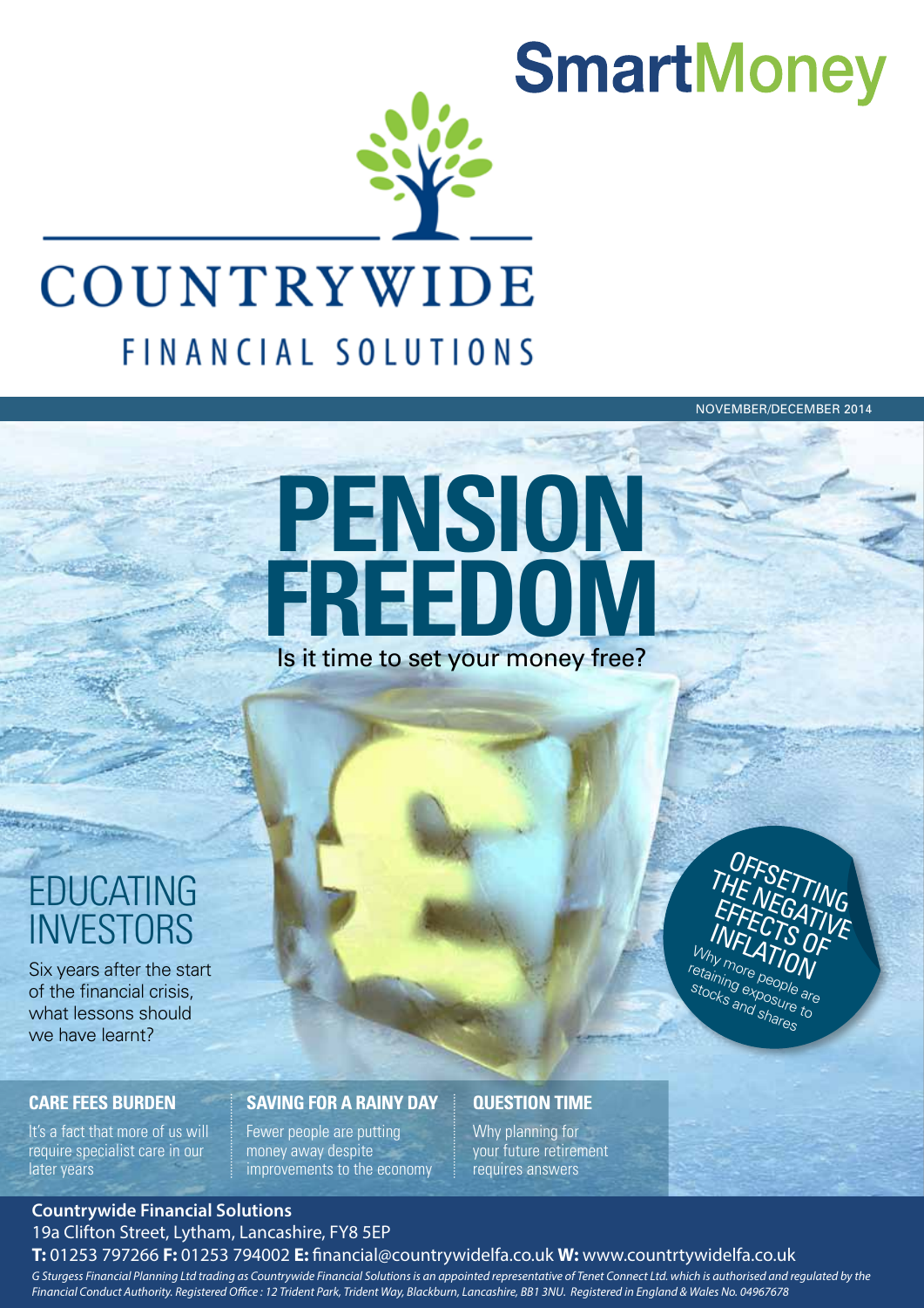# SmartMoney

# COUNTRYWIDE

FINANCIAL SOLUTIONS

NOVEMBER/DECEMBER 2014

# PENSION FREEDOM

Is it time to set your money free?

## EDUCATING INVESTORS

Six years after the start of the financial crisis, what lessons should we have learnt?

## OFFSETTING THE NEGATIVE EFFECTS OF INFLATION

Why more people are retaining exposure to stocks and shares

### CARE FEES BURDEN

It's a fact that more of us will require specialist care in our later years

### SAVING FOR A RAINY DAY

Fewer people are putting money away despite improvements to the economy

### QUESTION TIME

Why planning for your future retirement requires answers

**Countrywide Financial Solutions**
19a Clifton Street, Lytham, Lancashire, FY8 5EP
**T:** 01253 797266 **F:** 01253 794002 **E:** financial@countrywidelfa.co.uk **W:** www.countrtywidelfa.co.uk

*G Sturgess Financial Planning Ltd trading as Countrywide Financial Solutions is an appointed representative of Tenet Connect Ltd. which is authorised and regulated by the Financial Conduct Authority. Registered Office : 12 Trident Park, Trident Way, Blackburn, Lancashire, BB1 3NU. Registered in England & Wales No. 04967678*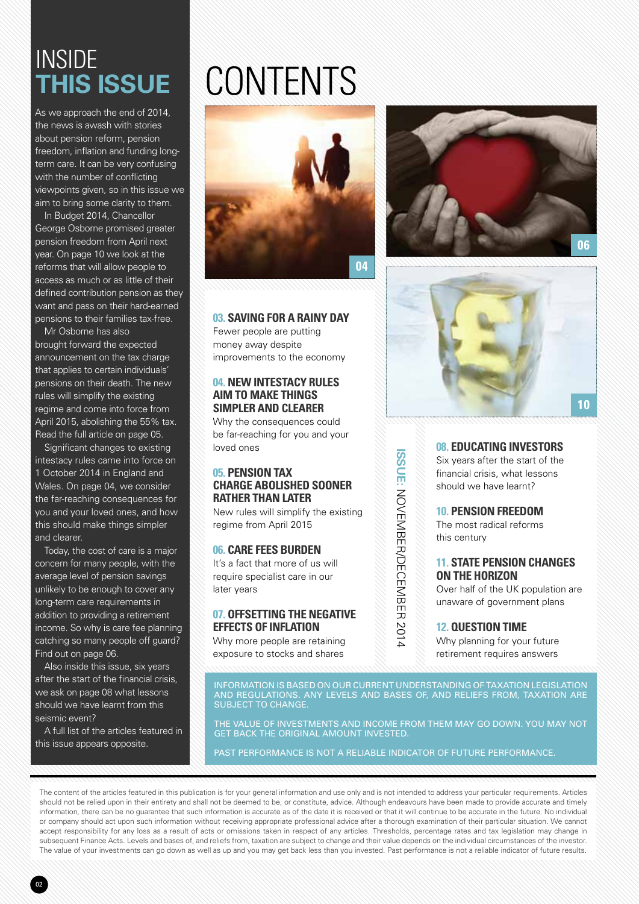# INSIDE THIS ISSUE

As we approach the end of 2014, the news is awash with stories about pension reform, pension freedom, inflation and funding long-term care. It can be very confusing with the number of conflicting viewpoints given, so in this issue we aim to bring some clarity to them.

In Budget 2014, Chancellor George Osborne promised greater pension freedom from April next year. On page 10 we look at the reforms that will allow people to access as much or as little of their defined contribution pension as they want and pass on their hard-earned pensions to their families tax-free.

Mr Osborne has also brought forward the expected announcement on the tax charge that applies to certain individuals' pensions on their death. The new rules will simplify the existing regime and come into force from April 2015, abolishing the 55% tax. Read the full article on page 05.

Significant changes to existing intestacy rules came into force on 1 October 2014 in England and Wales. On page 04, we consider the far-reaching consequences for you and your loved ones, and how this should make things simpler and clearer.

Today, the cost of care is a major concern for many people, with the average level of pension savings unlikely to be enough to cover any long-term care requirements in addition to providing a retirement income. So why is care fee planning catching so many people off guard? Find out on page 06.

Also inside this issue, six years after the start of the financial crisis, we ask on page 08 what lessons should we have learnt from this seismic event?

A full list of the articles featured in this issue appears opposite.

# CONTENTS

ISSUE: NOVEMBER/DECEMBER 2014

**03. SAVING FOR A RAINY DAY**
Fewer people are putting money away despite improvements to the economy

**04. NEW INTESTACY RULES AIM TO MAKE THINGS SIMPLER AND CLEARER**
Why the consequences could be far-reaching for you and your loved ones

**05. PENSION TAX CHARGE ABOLISHED SOONER RATHER THAN LATER**
New rules will simplify the existing regime from April 2015

**06. CARE FEES BURDEN**
It's a fact that more of us will require specialist care in our later years

**07. OFFSETTING THE NEGATIVE EFFECTS OF INFLATION**
Why more people are retaining exposure to stocks and shares

**08. EDUCATING INVESTORS**
Six years after the start of the financial crisis, what lessons should we have learnt?

**10. PENSION FREEDOM**
The most radical reforms this century

**11. STATE PENSION CHANGES ON THE HORIZON**
Over half of the UK population are unaware of government plans

**12. QUESTION TIME**
Why planning for your future retirement requires answers

INFORMATION IS BASED ON OUR CURRENT UNDERSTANDING OF TAXATION LEGISLATION AND REGULATIONS. ANY LEVELS AND BASES OF, AND RELIEFS FROM, TAXATION ARE SUBJECT TO CHANGE.

THE VALUE OF INVESTMENTS AND INCOME FROM THEM MAY GO DOWN. YOU MAY NOT GET BACK THE ORIGINAL AMOUNT INVESTED.

PAST PERFORMANCE IS NOT A RELIABLE INDICATOR OF FUTURE PERFORMANCE.

The content of the articles featured in this publication is for your general information and use only and is not intended to address your particular requirements. Articles should not be relied upon in their entirety and shall not be deemed to be, or constitute, advice. Although endeavours have been made to provide accurate and timely information, there can be no guarantee that such information is accurate as of the date it is received or that it will continue to be accurate in the future. No individual or company should act upon such information without receiving appropriate professional advice after a thorough examination of their particular situation. We cannot accept responsibility for any loss as a result of acts or omissions taken in respect of any articles. Thresholds, percentage rates and tax legislation may change in subsequent Finance Acts. Levels and bases of, and reliefs from, taxation are subject to change and their value depends on the individual circumstances of the investor. The value of your investments can go down as well as up and you may get back less than you invested. Past performance is not a reliable indicator of future results.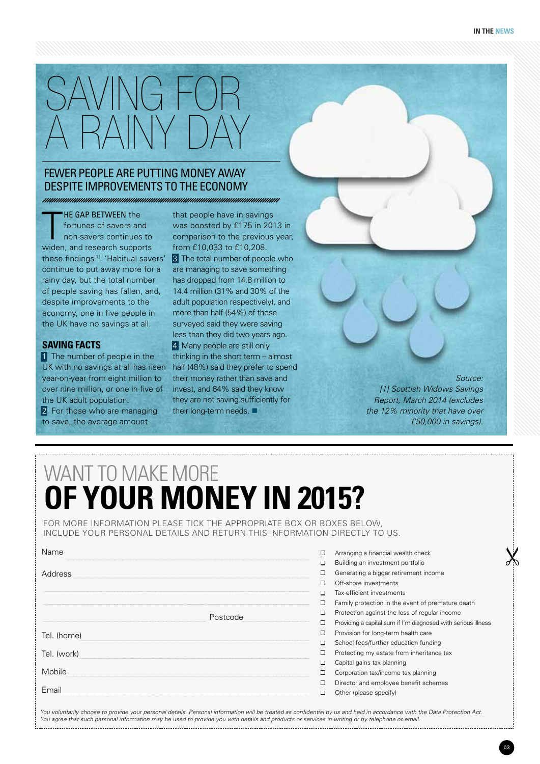# SAVING FOR A RAINY DAY

## FEWER PEOPLE ARE PUTTING MONEY AWAY DESPITE IMPROVEMENTS TO THE ECONOMY

THE GAP BETWEEN the fortunes of savers and non-savers continues to widen, and research supports these findings[1]. 'Habitual savers' continue to put away more for a rainy day, but the total number of people saving has fallen, and, despite improvements to the economy, one in five people in the UK have no savings at all.

### SAVING FACTS

1 The number of people in the UK with no savings at all has risen year-on-year from eight million to over nine million, or one in five of the UK adult population.

2 For those who are managing to save, the average amount that people have in savings was boosted by £175 in 2013 in comparison to the previous year, from £10,033 to £10,208.

3 The total number of people who are managing to save something has dropped from 14.8 million to 14.4 million (31% and 30% of the adult population respectively), and more than half (54%) of those surveyed said they were saving less than they did two years ago.

4 Many people are still only thinking in the short term – almost half (48%) said they prefer to spend their money rather than save and invest, and 64% said they know they are not saving sufficiently for their long-term needs. ■

*Source:*
*[1] Scottish Widows Savings Report, March 2014 (excludes the 12% minority that have over £50,000 in savings).*

# WANT TO MAKE MORE **OF YOUR MONEY IN 2015?**

FOR MORE INFORMATION PLEASE TICK THE APPROPRIATE BOX OR BOXES BELOW, INCLUDE YOUR PERSONAL DETAILS AND RETURN THIS INFORMATION DIRECTLY TO US.

Name ..........

Address ..........

..........

.......... Postcode ..........

Tel. (home) ..........

Tel. (work) ..........

Mobile ..........

Email ..........

- ☐ Arranging a financial wealth check
- ☐ Building an investment portfolio
- ☐ Generating a bigger retirement income
- ☐ Off-shore investments
- ☐ Tax-efficient investments
- ☐ Family protection in the event of premature death
- ☐ Protection against the loss of regular income
- ☐ Providing a capital sum if I'm diagnosed with serious illness
- ☐ Provision for long-term health care
- ☐ School fees/further education funding
- ☐ Protecting my estate from inheritance tax
- ☐ Capital gains tax planning
- ☐ Corporation tax/income tax planning
- ☐ Director and employee benefit schemes
- ☐ Other (please specify)

*You voluntarily choose to provide your personal details. Personal information will be treated as confidential by us and held in accordance with the Data Protection Act. You agree that such personal information may be used to provide you with details and products or services in writing or by telephone or email.*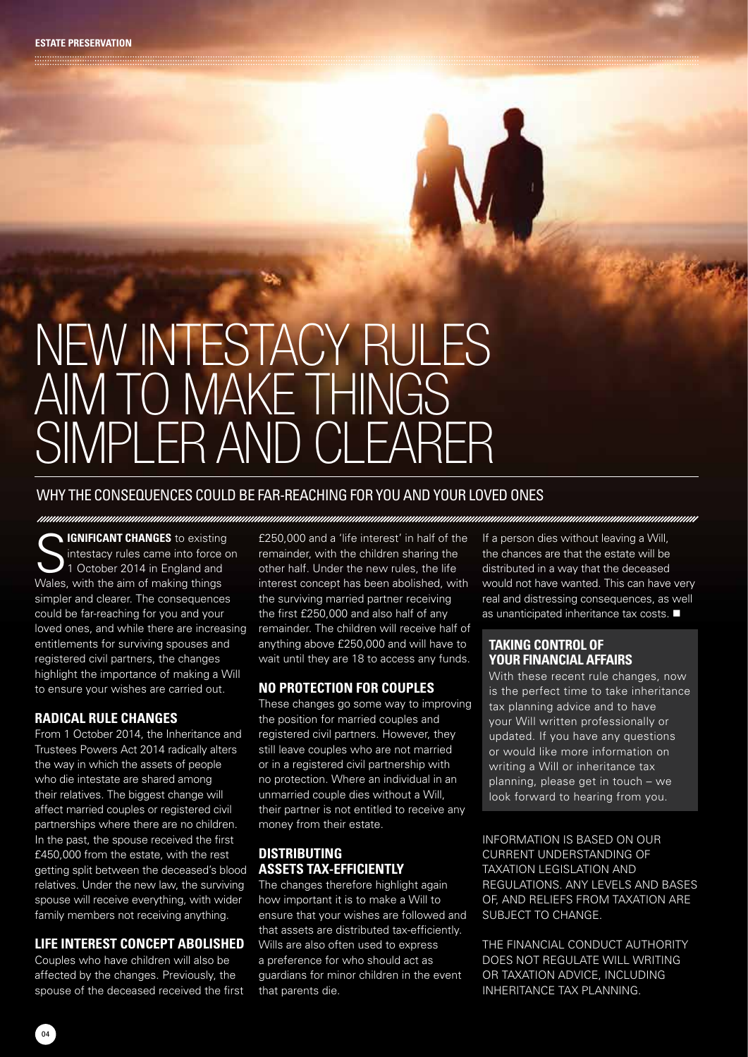# NEW INTESTACY RULES AIM TO MAKE THINGS SIMPLER AND CLEARER

## WHY THE CONSEQUENCES COULD BE FAR-REACHING FOR YOU AND YOUR LOVED ONES

**SIGNIFICANT CHANGES** to existing intestacy rules came into force on 1 October 2014 in England and Wales, with the aim of making things simpler and clearer. The consequences could be far-reaching for you and your loved ones, and while there are increasing entitlements for surviving spouses and registered civil partners, the changes highlight the importance of making a Will to ensure your wishes are carried out.

### RADICAL RULE CHANGES

From 1 October 2014, the Inheritance and Trustees Powers Act 2014 radically alters the way in which the assets of people who die intestate are shared among their relatives. The biggest change will affect married couples or registered civil partnerships where there are no children. In the past, the spouse received the first £450,000 from the estate, with the rest getting split between the deceased's blood relatives. Under the new law, the surviving spouse will receive everything, with wider family members not receiving anything.

### LIFE INTEREST CONCEPT ABOLISHED

Couples who have children will also be affected by the changes. Previously, the spouse of the deceased received the first £250,000 and a 'life interest' in half of the remainder, with the children sharing the other half. Under the new rules, the life interest concept has been abolished, with the surviving married partner receiving the first £250,000 and also half of any remainder. The children will receive half of anything above £250,000 and will have to wait until they are 18 to access any funds.

### NO PROTECTION FOR COUPLES

These changes go some way to improving the position for married couples and registered civil partners. However, they still leave couples who are not married or in a registered civil partnership with no protection. Where an individual in an unmarried couple dies without a Will, their partner is not entitled to receive any money from their estate.

### DISTRIBUTING ASSETS TAX-EFFICIENTLY

The changes therefore highlight again how important it is to make a Will to ensure that your wishes are followed and that assets are distributed tax-efficiently. Wills are also often used to express a preference for who should act as guardians for minor children in the event that parents die.

If a person dies without leaving a Will, the chances are that the estate will be distributed in a way that the deceased would not have wanted. This can have very real and distressing consequences, as well as unanticipated inheritance tax costs. ■

### TAKING CONTROL OF YOUR FINANCIAL AFFAIRS

With these recent rule changes, now is the perfect time to take inheritance tax planning advice and to have your Will written professionally or updated. If you have any questions or would like more information on writing a Will or inheritance tax planning, please get in touch – we look forward to hearing from you.

INFORMATION IS BASED ON OUR CURRENT UNDERSTANDING OF TAXATION LEGISLATION AND REGULATIONS. ANY LEVELS AND BASES OF, AND RELIEFS FROM TAXATION ARE SUBJECT TO CHANGE.

THE FINANCIAL CONDUCT AUTHORITY DOES NOT REGULATE WILL WRITING OR TAXATION ADVICE, INCLUDING INHERITANCE TAX PLANNING.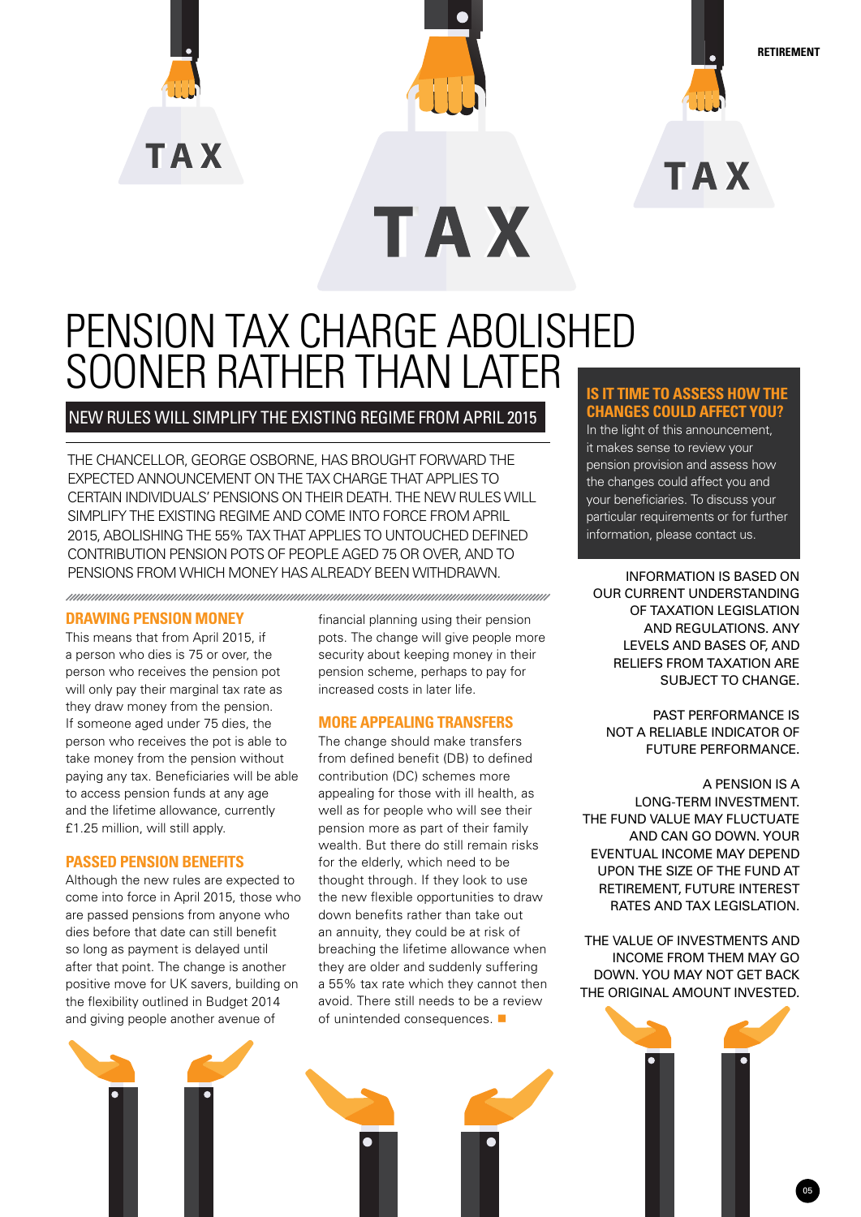# PENSION TAX CHARGE ABOLISHED SOONER RATHER THAN LATER

## NEW RULES WILL SIMPLIFY THE EXISTING REGIME FROM APRIL 2015

THE CHANCELLOR, GEORGE OSBORNE, HAS BROUGHT FORWARD THE EXPECTED ANNOUNCEMENT ON THE TAX CHARGE THAT APPLIES TO CERTAIN INDIVIDUALS' PENSIONS ON THEIR DEATH. THE NEW RULES WILL SIMPLIFY THE EXISTING REGIME AND COME INTO FORCE FROM APRIL 2015, ABOLISHING THE 55% TAX THAT APPLIES TO UNTOUCHED DEFINED CONTRIBUTION PENSION POTS OF PEOPLE AGED 75 OR OVER, AND TO PENSIONS FROM WHICH MONEY HAS ALREADY BEEN WITHDRAWN.

### DRAWING PENSION MONEY

This means that from April 2015, if a person who dies is 75 or over, the person who receives the pension pot will only pay their marginal tax rate as they draw money from the pension. If someone aged under 75 dies, the person who receives the pot is able to take money from the pension without paying any tax. Beneficiaries will be able to access pension funds at any age and the lifetime allowance, currently £1.25 million, will still apply.

### PASSED PENSION BENEFITS

Although the new rules are expected to come into force in April 2015, those who are passed pensions from anyone who dies before that date can still benefit so long as payment is delayed until after that point. The change is another positive move for UK savers, building on the flexibility outlined in Budget 2014 and giving people another avenue of financial planning using their pension pots. The change will give people more security about keeping money in their pension scheme, perhaps to pay for increased costs in later life.

### MORE APPEALING TRANSFERS

The change should make transfers from defined benefit (DB) to defined contribution (DC) schemes more appealing for those with ill health, as well as for people who will see their pension more as part of their family wealth. But there do still remain risks for the elderly, which need to be thought through. If they look to use the new flexible opportunities to draw down benefits rather than take out an annuity, they could be at risk of breaching the lifetime allowance when they are older and suddenly suffering a 55% tax rate which they cannot then avoid. There still needs to be a review of unintended consequences.

### IS IT TIME TO ASSESS HOW THE CHANGES COULD AFFECT YOU?

In the light of this announcement, it makes sense to review your pension provision and assess how the changes could affect you and your beneficiaries. To discuss your particular requirements or for further information, please contact us.

INFORMATION IS BASED ON OUR CURRENT UNDERSTANDING OF TAXATION LEGISLATION AND REGULATIONS. ANY LEVELS AND BASES OF, AND RELIEFS FROM TAXATION ARE SUBJECT TO CHANGE.

PAST PERFORMANCE IS NOT A RELIABLE INDICATOR OF FUTURE PERFORMANCE.

A PENSION IS A LONG-TERM INVESTMENT. THE FUND VALUE MAY FLUCTUATE AND CAN GO DOWN. YOUR EVENTUAL INCOME MAY DEPEND UPON THE SIZE OF THE FUND AT RETIREMENT, FUTURE INTEREST RATES AND TAX LEGISLATION.

THE VALUE OF INVESTMENTS AND INCOME FROM THEM MAY GO DOWN. YOU MAY NOT GET BACK THE ORIGINAL AMOUNT INVESTED.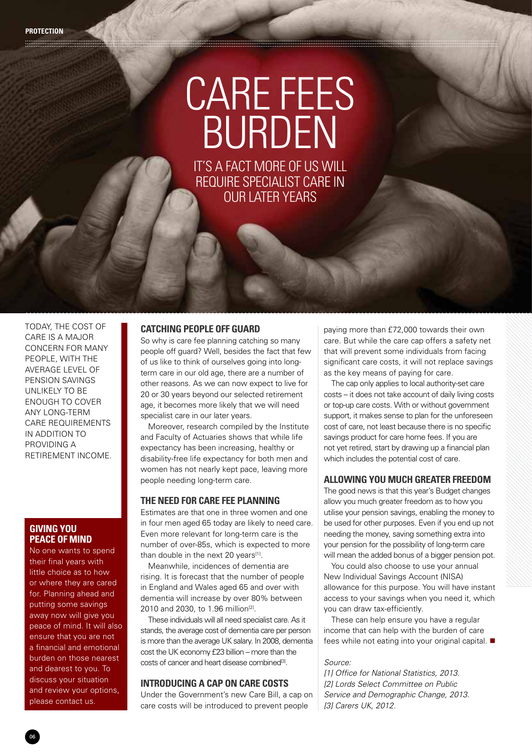# CARE FEES BURDEN

IT'S A FACT MORE OF US WILL REQUIRE SPECIALIST CARE IN OUR LATER YEARS

TODAY, THE COST OF CARE IS A MAJOR CONCERN FOR MANY PEOPLE, WITH THE AVERAGE LEVEL OF PENSION SAVINGS UNLIKELY TO BE ENOUGH TO COVER ANY LONG-TERM CARE REQUIREMENTS IN ADDITION TO PROVIDING A RETIREMENT INCOME.

## CATCHING PEOPLE OFF GUARD

So why is care fee planning catching so many people off guard? Well, besides the fact that few of us like to think of ourselves going into long-term care in our old age, there are a number of other reasons. As we can now expect to live for 20 or 30 years beyond our selected retirement age, it becomes more likely that we will need specialist care in our later years.

Moreover, research compiled by the Institute and Faculty of Actuaries shows that while life expectancy has been increasing, healthy or disability-free life expectancy for both men and women has not nearly kept pace, leaving more people needing long-term care.

## THE NEED FOR CARE FEE PLANNING

Estimates are that one in three women and one in four men aged 65 today are likely to need care. Even more relevant for long-term care is the number of over-85s, which is expected to more than double in the next 20 years[1].

Meanwhile, incidences of dementia are rising. It is forecast that the number of people in England and Wales aged 65 and over with dementia will increase by over 80% between 2010 and 2030, to 1.96 million[2].

These individuals will all need specialist care. As it stands, the average cost of dementia care per person is more than the average UK salary. In 2008, dementia cost the UK economy £23 billion – more than the costs of cancer and heart disease combined[3].

## INTRODUCING A CAP ON CARE COSTS

Under the Government's new Care Bill, a cap on care costs will be introduced to prevent people paying more than £72,000 towards their own care. But while the care cap offers a safety net that will prevent some individuals from facing significant care costs, it will not replace savings as the key means of paying for care.

The cap only applies to local authority-set care costs – it does not take account of daily living costs or top-up care costs. With or without government support, it makes sense to plan for the unforeseen cost of care, not least because there is no specific savings product for care home fees. If you are not yet retired, start by drawing up a financial plan which includes the potential cost of care.

## ALLOWING YOU MUCH GREATER FREEDOM

The good news is that this year's Budget changes allow you much greater freedom as to how you utilise your pension savings, enabling the money to be used for other purposes. Even if you end up not needing the money, saving something extra into your pension for the possibility of long-term care will mean the added bonus of a bigger pension pot.

You could also choose to use your annual New Individual Savings Account (NISA) allowance for this purpose. You will have instant access to your savings when you need it, which you can draw tax-efficiently.

These can help ensure you have a regular income that can help with the burden of care fees while not eating into your original capital. ■

*Source:*
*[1] Office for National Statistics, 2013.*
*[2] Lords Select Committee on Public Service and Demographic Change, 2013.*
*[3] Carers UK, 2012.*

## GIVING YOU PEACE OF MIND

No one wants to spend their final years with little choice as to how or where they are cared for. Planning ahead and putting some savings away now will give you peace of mind. It will also ensure that you are not a financial and emotional burden on those nearest and dearest to you. To discuss your situation and review your options, please contact us.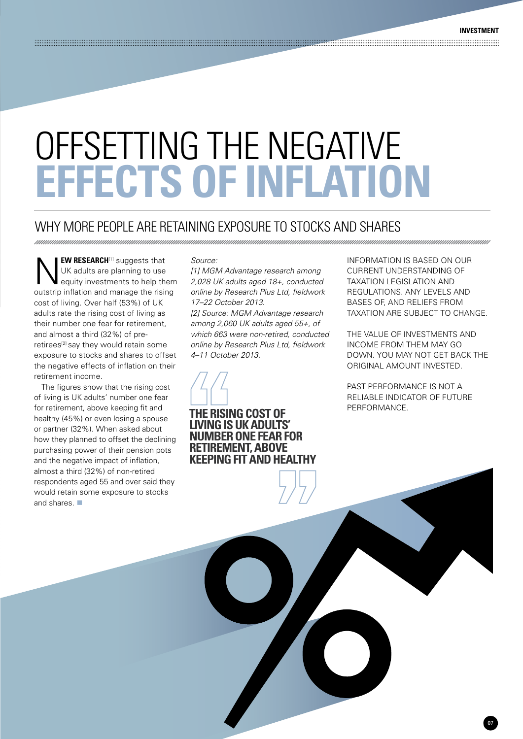# OFFSETTING THE NEGATIVE **EFFECTS OF INFLATION**

## WHY MORE PEOPLE ARE RETAINING EXPOSURE TO STOCKS AND SHARES

**NEW RESEARCH**[1] suggests that UK adults are planning to use equity investments to help them outstrip inflation and manage the rising cost of living. Over half (53%) of UK adults rate the rising cost of living as their number one fear for retirement, and almost a third (32%) of pre-retirees[2] say they would retain some exposure to stocks and shares to offset the negative effects of inflation on their retirement income.

The figures show that the rising cost of living is UK adults' number one fear for retirement, above keeping fit and healthy (45%) or even losing a spouse or partner (32%). When asked about how they planned to offset the declining purchasing power of their pension pots and the negative impact of inflation, almost a third (32%) of non-retired respondents aged 55 and over said they would retain some exposure to stocks and shares. ■

*Source:*
*[1] MGM Advantage research among 2,028 UK adults aged 18+, conducted online by Research Plus Ltd, fieldwork 17–22 October 2013.*
*[2] Source: MGM Advantage research among 2,060 UK adults aged 55+, of which 663 were non-retired, conducted online by Research Plus Ltd, fieldwork 4–11 October 2013.*

> **THE RISING COST OF LIVING IS UK ADULTS' NUMBER ONE FEAR FOR RETIREMENT, ABOVE KEEPING FIT AND HEALTHY**

INFORMATION IS BASED ON OUR CURRENT UNDERSTANDING OF TAXATION LEGISLATION AND REGULATIONS. ANY LEVELS AND BASES OF, AND RELIEFS FROM TAXATION ARE SUBJECT TO CHANGE.

THE VALUE OF INVESTMENTS AND INCOME FROM THEM MAY GO DOWN. YOU MAY NOT GET BACK THE ORIGINAL AMOUNT INVESTED.

PAST PERFORMANCE IS NOT A RELIABLE INDICATOR OF FUTURE PERFORMANCE.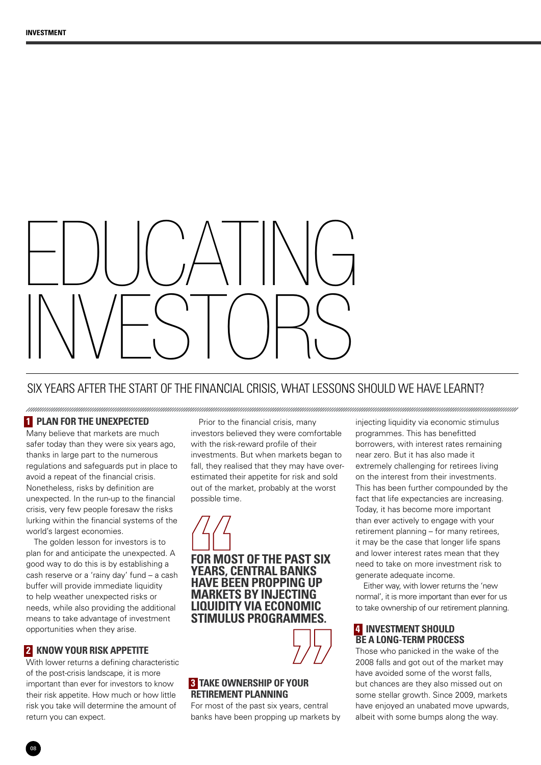# EDUCATING INVESTORS

## SIX YEARS AFTER THE START OF THE FINANCIAL CRISIS, WHAT LESSONS SHOULD WE HAVE LEARNT?

### 1 PLAN FOR THE UNEXPECTED

Many believe that markets are much safer today than they were six years ago, thanks in large part to the numerous regulations and safeguards put in place to avoid a repeat of the financial crisis. Nonetheless, risks by definition are unexpected. In the run-up to the financial crisis, very few people foresaw the risks lurking within the financial systems of the world's largest economies.

The golden lesson for investors is to plan for and anticipate the unexpected. A good way to do this is by establishing a cash reserve or a 'rainy day' fund – a cash buffer will provide immediate liquidity to help weather unexpected risks or needs, while also providing the additional means to take advantage of investment opportunities when they arise.

### 2 KNOW YOUR RISK APPETITE

With lower returns a defining characteristic of the post-crisis landscape, it is more important than ever for investors to know their risk appetite. How much or how little risk you take will determine the amount of return you can expect.

Prior to the financial crisis, many investors believed they were comfortable with the risk-reward profile of their investments. But when markets began to fall, they realised that they may have over-estimated their appetite for risk and sold out of the market, probably at the worst possible time.

> **FOR MOST OF THE PAST SIX YEARS, CENTRAL BANKS HAVE BEEN PROPPING UP MARKETS BY INJECTING LIQUIDITY VIA ECONOMIC STIMULUS PROGRAMMES.**

### 3 TAKE OWNERSHIP OF YOUR RETIREMENT PLANNING

For most of the past six years, central banks have been propping up markets by injecting liquidity via economic stimulus programmes. This has benefitted borrowers, with interest rates remaining near zero. But it has also made it extremely challenging for retirees living on the interest from their investments. This has been further compounded by the fact that life expectancies are increasing. Today, it has become more important than ever actively to engage with your retirement planning – for many retirees, it may be the case that longer life spans and lower interest rates mean that they need to take on more investment risk to generate adequate income.

Either way, with lower returns the 'new normal', it is more important than ever for us to take ownership of our retirement planning.

### 4 INVESTMENT SHOULD BE A LONG-TERM PROCESS

Those who panicked in the wake of the 2008 falls and got out of the market may have avoided some of the worst falls, but chances are they also missed out on some stellar growth. Since 2009, markets have enjoyed an unabated move upwards, albeit with some bumps along the way.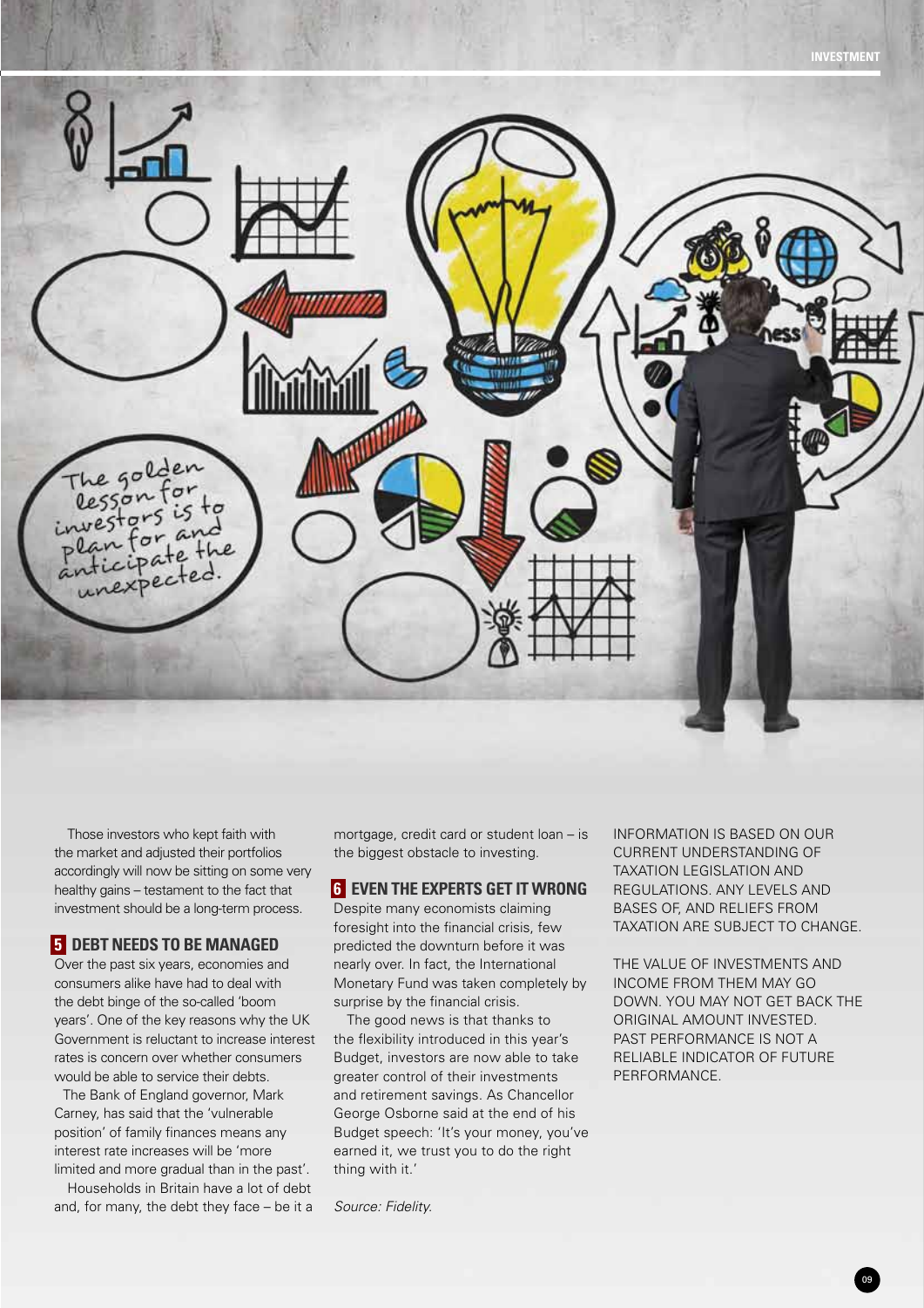The golden lesson for investors is to plan for and anticipate the unexpected.

Those investors who kept faith with the market and adjusted their portfolios accordingly will now be sitting on some very healthy gains – testament to the fact that investment should be a long-term process.

## 5 DEBT NEEDS TO BE MANAGED

Over the past six years, economies and consumers alike have had to deal with the debt binge of the so-called 'boom years'. One of the key reasons why the UK Government is reluctant to increase interest rates is concern over whether consumers would be able to service their debts.

The Bank of England governor, Mark Carney, has said that the 'vulnerable position' of family finances means any interest rate increases will be 'more limited and more gradual than in the past'.

Households in Britain have a lot of debt and, for many, the debt they face – be it a mortgage, credit card or student loan – is the biggest obstacle to investing.

## 6 EVEN THE EXPERTS GET IT WRONG

Despite many economists claiming foresight into the financial crisis, few predicted the downturn before it was nearly over. In fact, the International Monetary Fund was taken completely by surprise by the financial crisis.

The good news is that thanks to the flexibility introduced in this year's Budget, investors are now able to take greater control of their investments and retirement savings. As Chancellor George Osborne said at the end of his Budget speech: 'It's your money, you've earned it, we trust you to do the right thing with it.'

*Source: Fidelity.*

INFORMATION IS BASED ON OUR CURRENT UNDERSTANDING OF TAXATION LEGISLATION AND REGULATIONS. ANY LEVELS AND BASES OF, AND RELIEFS FROM TAXATION ARE SUBJECT TO CHANGE.

THE VALUE OF INVESTMENTS AND INCOME FROM THEM MAY GO DOWN. YOU MAY NOT GET BACK THE ORIGINAL AMOUNT INVESTED. PAST PERFORMANCE IS NOT A RELIABLE INDICATOR OF FUTURE PERFORMANCE.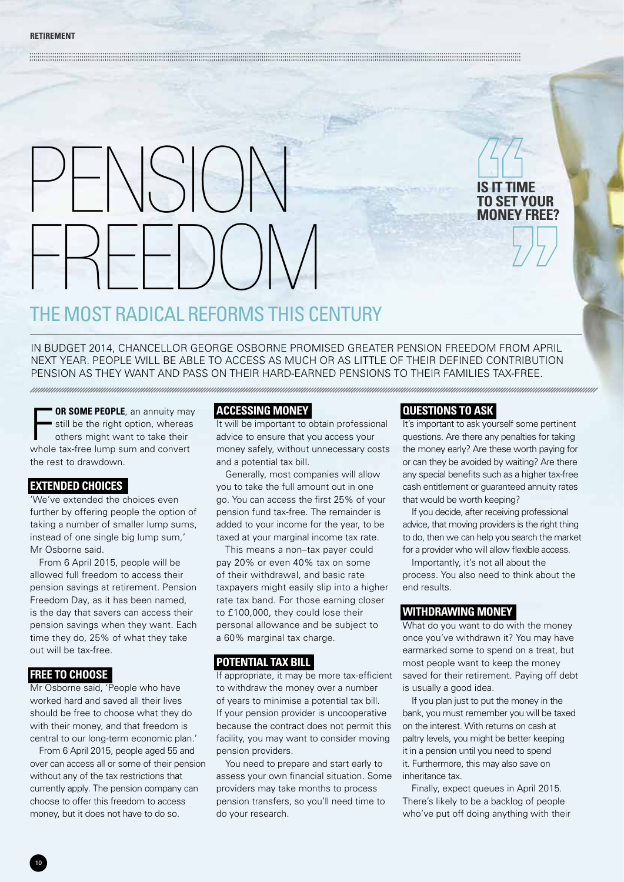# PENSION FREEDOM

> IS IT TIME TO SET YOUR MONEY FREE?

## THE MOST RADICAL REFORMS THIS CENTURY

IN BUDGET 2014, CHANCELLOR GEORGE OSBORNE PROMISED GREATER PENSION FREEDOM FROM APRIL NEXT YEAR. PEOPLE WILL BE ABLE TO ACCESS AS MUCH OR AS LITTLE OF THEIR DEFINED CONTRIBUTION PENSION AS THEY WANT AND PASS ON THEIR HARD-EARNED PENSIONS TO THEIR FAMILIES TAX-FREE.

**FOR SOME PEOPLE**, an annuity may still be the right option, whereas others might want to take their whole tax-free lump sum and convert the rest to drawdown.

### EXTENDED CHOICES

'We've extended the choices even further by offering people the option of taking a number of smaller lump sums, instead of one single big lump sum,' Mr Osborne said.

From 6 April 2015, people will be allowed full freedom to access their pension savings at retirement. Pension Freedom Day, as it has been named, is the day that savers can access their pension savings when they want. Each time they do, 25% of what they take out will be tax-free.

### FREE TO CHOOSE

Mr Osborne said, 'People who have worked hard and saved all their lives should be free to choose what they do with their money, and that freedom is central to our long-term economic plan.'

From 6 April 2015, people aged 55 and over can access all or some of their pension without any of the tax restrictions that currently apply. The pension company can choose to offer this freedom to access money, but it does not have to do so.

### ACCESSING MONEY

It will be important to obtain professional advice to ensure that you access your money safely, without unnecessary costs and a potential tax bill.

Generally, most companies will allow you to take the full amount out in one go. You can access the first 25% of your pension fund tax-free. The remainder is added to your income for the year, to be taxed at your marginal income tax rate.

This means a non–tax payer could pay 20% or even 40% tax on some of their withdrawal, and basic rate taxpayers might easily slip into a higher rate tax band. For those earning closer to £100,000, they could lose their personal allowance and be subject to a 60% marginal tax charge.

### POTENTIAL TAX BILL

If appropriate, it may be more tax-efficient to withdraw the money over a number of years to minimise a potential tax bill. If your pension provider is uncooperative because the contract does not permit this facility, you may want to consider moving pension providers.

You need to prepare and start early to assess your own financial situation. Some providers may take months to process pension transfers, so you'll need time to do your research.

### QUESTIONS TO ASK

It's important to ask yourself some pertinent questions. Are there any penalties for taking the money early? Are these worth paying for or can they be avoided by waiting? Are there any special benefits such as a higher tax-free cash entitlement or guaranteed annuity rates that would be worth keeping?

If you decide, after receiving professional advice, that moving providers is the right thing to do, then we can help you search the market for a provider who will allow flexible access.

Importantly, it's not all about the process. You also need to think about the end results.

### WITHDRAWING MONEY

What do you want to do with the money once you've withdrawn it? You may have earmarked some to spend on a treat, but most people want to keep the money saved for their retirement. Paying off debt is usually a good idea.

If you plan just to put the money in the bank, you must remember you will be taxed on the interest. With returns on cash at paltry levels, you might be better keeping it in a pension until you need to spend it. Furthermore, this may also save on inheritance tax.

Finally, expect queues in April 2015. There's likely to be a backlog of people who've put off doing anything with their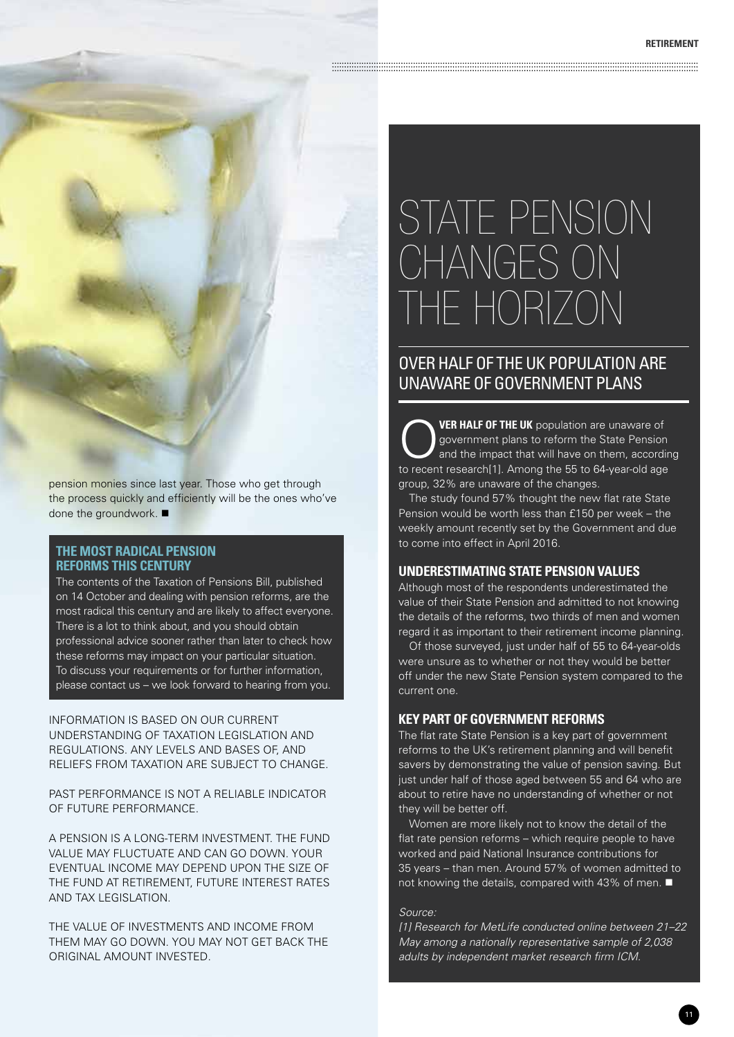pension monies since last year. Those who get through the process quickly and efficiently will be the ones who've done the groundwork. ■

### THE MOST RADICAL PENSION REFORMS THIS CENTURY

The contents of the Taxation of Pensions Bill, published on 14 October and dealing with pension reforms, are the most radical this century and are likely to affect everyone. There is a lot to think about, and you should obtain professional advice sooner rather than later to check how these reforms may impact on your particular situation. To discuss your requirements or for further information, please contact us – we look forward to hearing from you.

INFORMATION IS BASED ON OUR CURRENT UNDERSTANDING OF TAXATION LEGISLATION AND REGULATIONS. ANY LEVELS AND BASES OF, AND RELIEFS FROM TAXATION ARE SUBJECT TO CHANGE.

PAST PERFORMANCE IS NOT A RELIABLE INDICATOR OF FUTURE PERFORMANCE.

A PENSION IS A LONG-TERM INVESTMENT. THE FUND VALUE MAY FLUCTUATE AND CAN GO DOWN. YOUR EVENTUAL INCOME MAY DEPEND UPON THE SIZE OF THE FUND AT RETIREMENT, FUTURE INTEREST RATES AND TAX LEGISLATION.

THE VALUE OF INVESTMENTS AND INCOME FROM THEM MAY GO DOWN. YOU MAY NOT GET BACK THE ORIGINAL AMOUNT INVESTED.

# STATE PENSION CHANGES ON THE HORIZON

## OVER HALF OF THE UK POPULATION ARE UNAWARE OF GOVERNMENT PLANS

**OVER HALF OF THE UK** population are unaware of government plans to reform the State Pension and the impact that will have on them, according to recent research[1]. Among the 55 to 64-year-old age group, 32% are unaware of the changes.

The study found 57% thought the new flat rate State Pension would be worth less than £150 per week – the weekly amount recently set by the Government and due to come into effect in April 2016.

### UNDERESTIMATING STATE PENSION VALUES

Although most of the respondents underestimated the value of their State Pension and admitted to not knowing the details of the reforms, two thirds of men and women regard it as important to their retirement income planning.

Of those surveyed, just under half of 55 to 64-year-olds were unsure as to whether or not they would be better off under the new State Pension system compared to the current one.

### KEY PART OF GOVERNMENT REFORMS

The flat rate State Pension is a key part of government reforms to the UK's retirement planning and will benefit savers by demonstrating the value of pension saving. But just under half of those aged between 55 and 64 who are about to retire have no understanding of whether or not they will be better off.

Women are more likely not to know the detail of the flat rate pension reforms – which require people to have worked and paid National Insurance contributions for 35 years – than men. Around 57% of women admitted to not knowing the details, compared with 43% of men. ■

*Source:*
*[1] Research for MetLife conducted online between 21–22 May among a nationally representative sample of 2,038 adults by independent market research firm ICM.*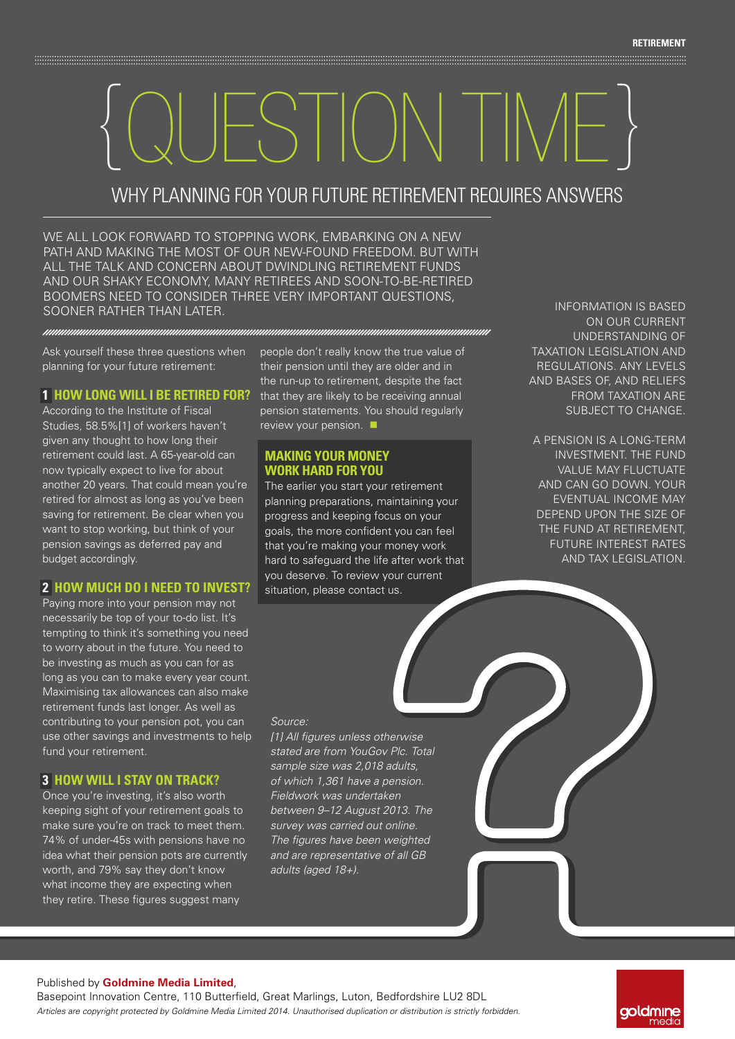# {QUESTION TIME}

## WHY PLANNING FOR YOUR FUTURE RETIREMENT REQUIRES ANSWERS

WE ALL LOOK FORWARD TO STOPPING WORK, EMBARKING ON A NEW PATH AND MAKING THE MOST OF OUR NEW-FOUND FREEDOM. BUT WITH ALL THE TALK AND CONCERN ABOUT DWINDLING RETIREMENT FUNDS AND OUR SHAKY ECONOMY, MANY RETIREES AND SOON-TO-BE-RETIRED BOOMERS NEED TO CONSIDER THREE VERY IMPORTANT QUESTIONS, SOONER RATHER THAN LATER.

Ask yourself these three questions when planning for your future retirement:

### 1 HOW LONG WILL I BE RETIRED FOR?

According to the Institute of Fiscal Studies, 58.5%[1] of workers haven't given any thought to how long their retirement could last. A 65-year-old can now typically expect to live for about another 20 years. That could mean you're retired for almost as long as you've been saving for retirement. Be clear when you want to stop working, but think of your pension savings as deferred pay and budget accordingly.

### 2 HOW MUCH DO I NEED TO INVEST?

Paying more into your pension may not necessarily be top of your to-do list. It's tempting to think it's something you need to worry about in the future. You need to be investing as much as you can for as long as you can to make every year count. Maximising tax allowances can also make retirement funds last longer. As well as contributing to your pension pot, you can use other savings and investments to help fund your retirement.

### 3 HOW WILL I STAY ON TRACK?

Once you're investing, it's also worth keeping sight of your retirement goals to make sure you're on track to meet them. 74% of under-45s with pensions have no idea what their pension pots are currently worth, and 79% say they don't know what income they are expecting when they retire. These figures suggest many people don't really know the true value of their pension until they are older and in the run-up to retirement, despite the fact that they are likely to be receiving annual pension statements. You should regularly review your pension. ■

### MAKING YOUR MONEY WORK HARD FOR YOU

The earlier you start your retirement planning preparations, maintaining your progress and keeping focus on your goals, the more confident you can feel that you're making your money work hard to safeguard the life after work that you deserve. To review your current situation, please contact us.

*Source:*
*[1] All figures unless otherwise stated are from YouGov Plc. Total sample size was 2,018 adults, of which 1,361 have a pension. Fieldwork was undertaken between 9–12 August 2013. The survey was carried out online. The figures have been weighted and are representative of all GB adults (aged 18+).*

INFORMATION IS BASED ON OUR CURRENT UNDERSTANDING OF TAXATION LEGISLATION AND REGULATIONS. ANY LEVELS AND BASES OF, AND RELIEFS FROM TAXATION ARE SUBJECT TO CHANGE.

A PENSION IS A LONG-TERM INVESTMENT. THE FUND VALUE MAY FLUCTUATE AND CAN GO DOWN. YOUR EVENTUAL INCOME MAY DEPEND UPON THE SIZE OF THE FUND AT RETIREMENT, FUTURE INTEREST RATES AND TAX LEGISLATION.

Published by **Goldmine Media Limited**,
Basepoint Innovation Centre, 110 Butterfield, Great Marlings, Luton, Bedfordshire LU2 8DL
*Articles are copyright protected by Goldmine Media Limited 2014. Unauthorised duplication or distribution is strictly forbidden.*